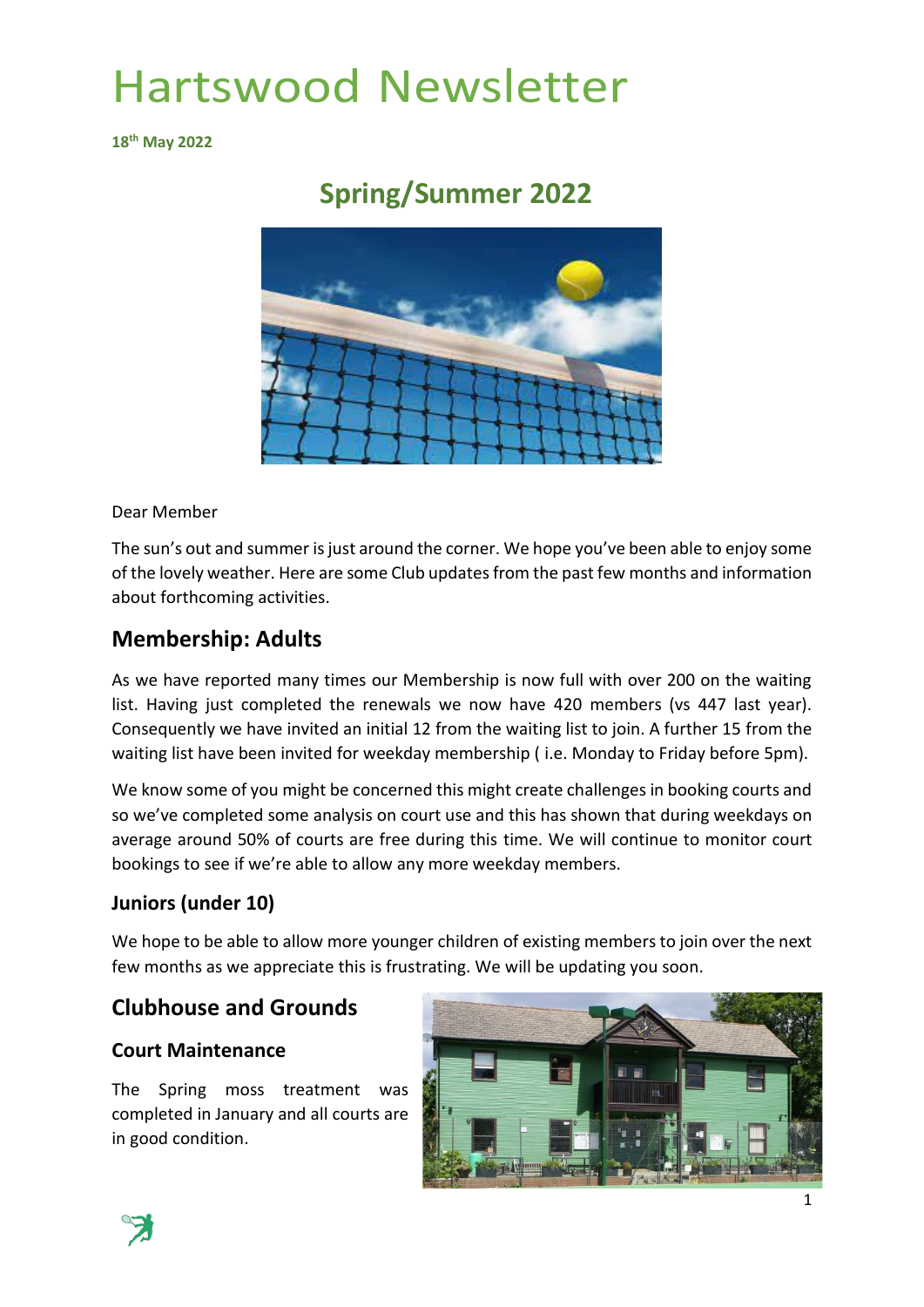# Hartswood Newsletter

**18th May 2022**

## Spring/Summer 2022

Dear Member

The sun's out and summer is just around the corner. We hope you've been able to enjoy some of the lovely weather. Here are some Club updates from the past few months and information about forthcoming activities.

## Membership: Adults

As we have reported many times our Membership is now full with over 200 on the waiting list. Having just completed the renewals we now have 420 members (vs 447 last year). Consequently we have invited an initial 12 from the waiting list to join. A further 15 from the waiting list have been invited for weekday membership ( i.e. Monday to Friday before 5pm).

We know some of you might be concerned this might create challenges in booking courts and so we've completed some analysis on court use and this has shown that during weekdays on average around 50% of courts are free during this time. We will continue to monitor court bookings to see if we're able to allow any more weekday members.

### Juniors (under 10)

We hope to be able to allow more younger children of existing members to join over the next few months as we appreciate this is frustrating. We will be updating you soon.

## Clubhouse and Grounds

### Court Maintenance

The Spring moss treatment was completed in January and all courts are in good condition.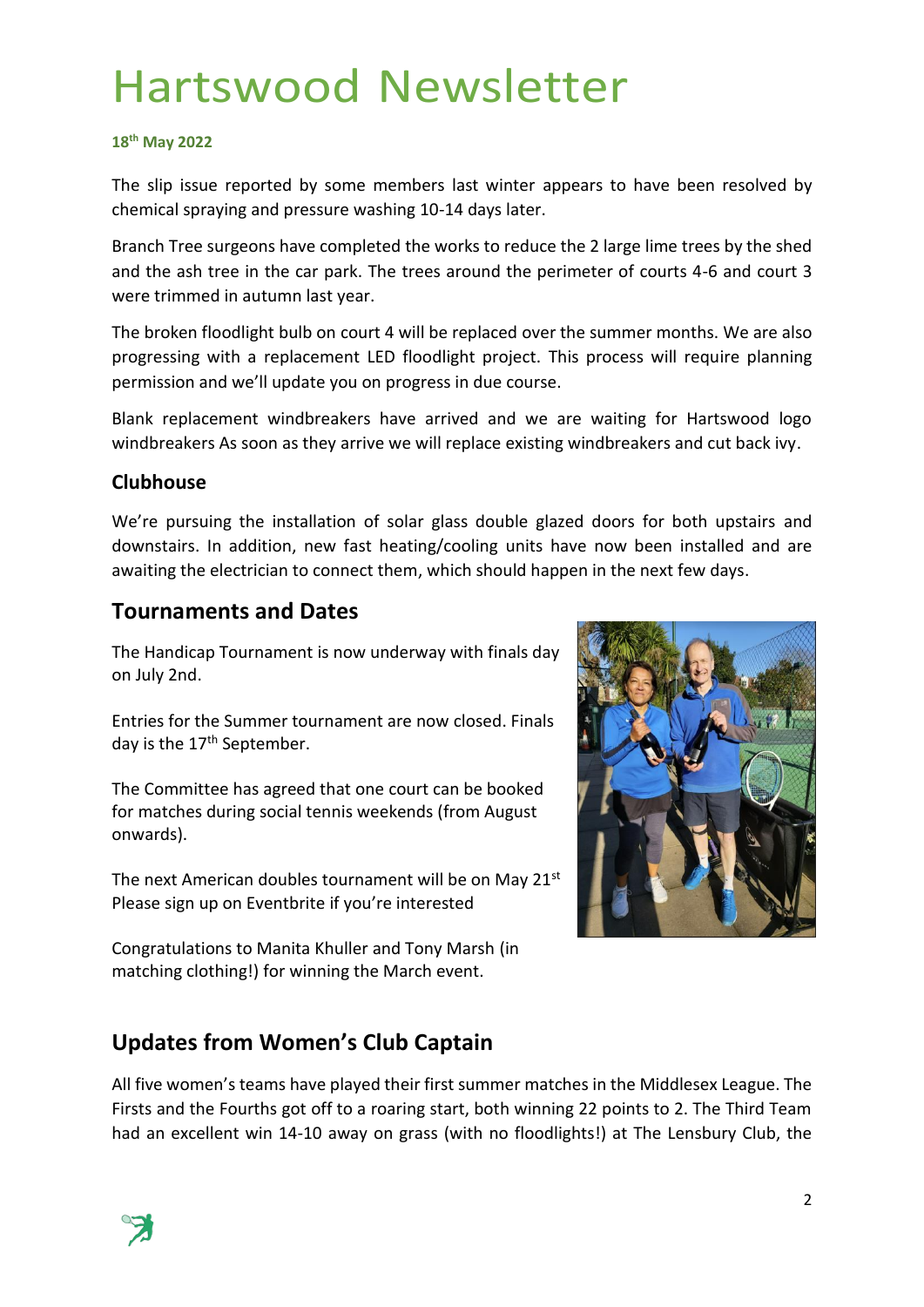# Hartswood Newsletter

**18th May 2022**

The slip issue reported by some members last winter appears to have been resolved by chemical spraying and pressure washing 10-14 days later.

Branch Tree surgeons have completed the works to reduce the 2 large lime trees by the shed and the ash tree in the car park. The trees around the perimeter of courts 4-6 and court 3 were trimmed in autumn last year.

The broken floodlight bulb on court 4 will be replaced over the summer months. We are also progressing with a replacement LED floodlight project. This process will require planning permission and we'll update you on progress in due course.

Blank replacement windbreakers have arrived and we are waiting for Hartswood logo windbreakers As soon as they arrive we will replace existing windbreakers and cut back ivy.

### Clubhouse

We're pursuing the installation of solar glass double glazed doors for both upstairs and downstairs. In addition, new fast heating/cooling units have now been installed and are awaiting the electrician to connect them, which should happen in the next few days.

## Tournaments and Dates

The Handicap Tournament is now underway with finals day on July 2nd.

Entries for the Summer tournament are now closed. Finals day is the 17th September.

The Committee has agreed that one court can be booked for matches during social tennis weekends (from August onwards).

The next American doubles tournament will be on May 21st Please sign up on Eventbrite if you're interested

Congratulations to Manita Khuller and Tony Marsh (in matching clothing!) for winning the March event.

## Updates from Women's Club Captain

All five women's teams have played their first summer matches in the Middlesex League. The Firsts and the Fourths got off to a roaring start, both winning 22 points to 2. The Third Team had an excellent win 14-10 away on grass (with no floodlights!) at The Lensbury Club, the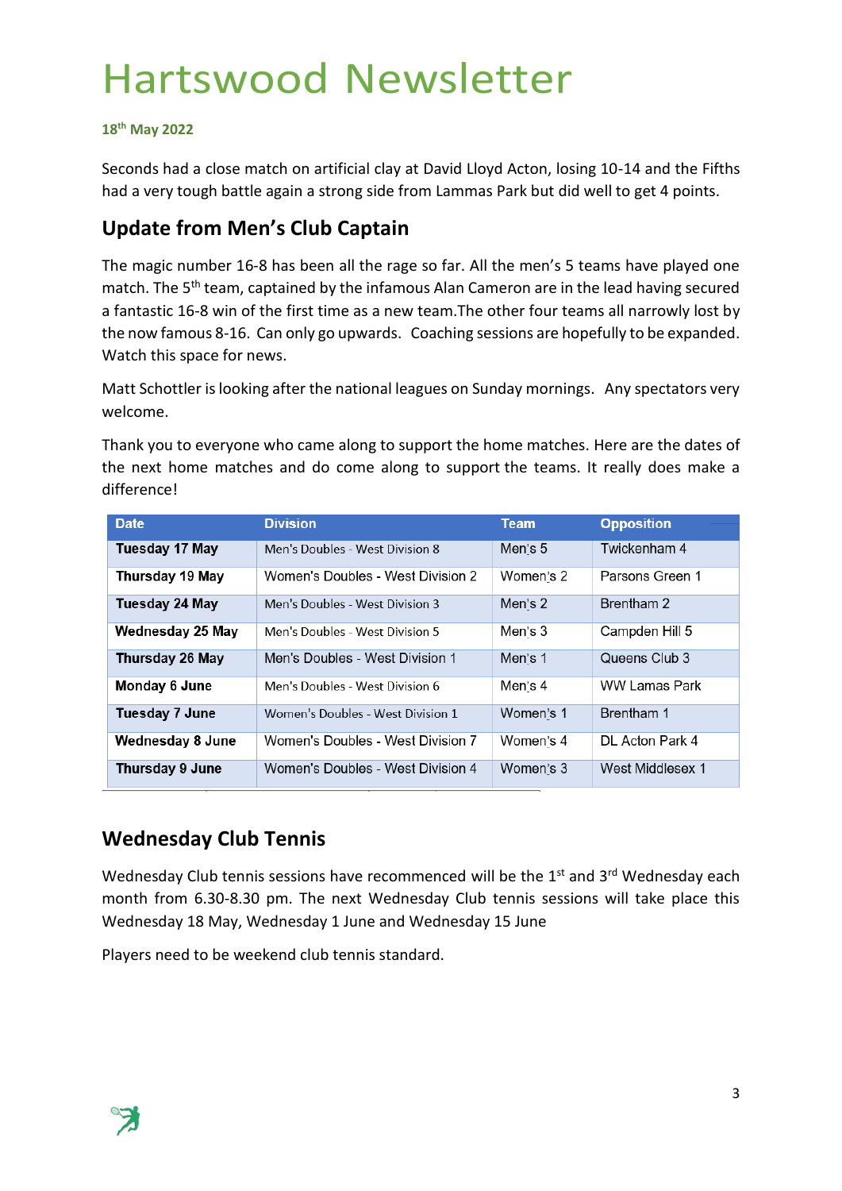# Hartswood Newsletter

**18th May 2022**

Seconds had a close match on artificial clay at David Lloyd Acton, losing 10-14 and the Fifths had a very tough battle again a strong side from Lammas Park but did well to get 4 points.

## Update from Men's Club Captain

The magic number 16-8 has been all the rage so far. All the men's 5 teams have played one match. The 5th team, captained by the infamous Alan Cameron are in the lead having secured a fantastic 16-8 win of the first time as a new team.The other four teams all narrowly lost by the now famous 8-16. Can only go upwards. Coaching sessions are hopefully to be expanded. Watch this space for news.

Matt Schottler is looking after the national leagues on Sunday mornings. Any spectators very welcome.

Thank you to everyone who came along to support the home matches. Here are the dates of the next home matches and do come along to support the teams. It really does make a difference!

| Date | Division | Team | Opposition |
|---|---|---|---|
| **Tuesday 17 May** | Men's Doubles - West Division 8 | Men's 5 | Twickenham 4 |
| **Thursday 19 May** | Women's Doubles - West Division 2 | Women's 2 | Parsons Green 1 |
| **Tuesday 24 May** | Men's Doubles - West Division 3 | Men's 2 | Brentham 2 |
| **Wednesday 25 May** | Men's Doubles - West Division 5 | Men's 3 | Campden Hill 5 |
| **Thursday 26 May** | Men's Doubles - West Division 1 | Men's 1 | Queens Club 3 |
| **Monday 6 June** | Men's Doubles - West Division 6 | Men's 4 | WW Lamas Park |
| **Tuesday 7 June** | Women's Doubles - West Division 1 | Women's 1 | Brentham 1 |
| **Wednesday 8 June** | Women's Doubles - West Division 7 | Women's 4 | DL Acton Park 4 |
| **Thursday 9 June** | Women's Doubles - West Division 4 | Women's 3 | West Middlesex 1 |

## Wednesday Club Tennis

Wednesday Club tennis sessions have recommenced will be the 1st and 3rd Wednesday each month from 6.30-8.30 pm. The next Wednesday Club tennis sessions will take place this Wednesday 18 May, Wednesday 1 June and Wednesday 15 June

Players need to be weekend club tennis standard.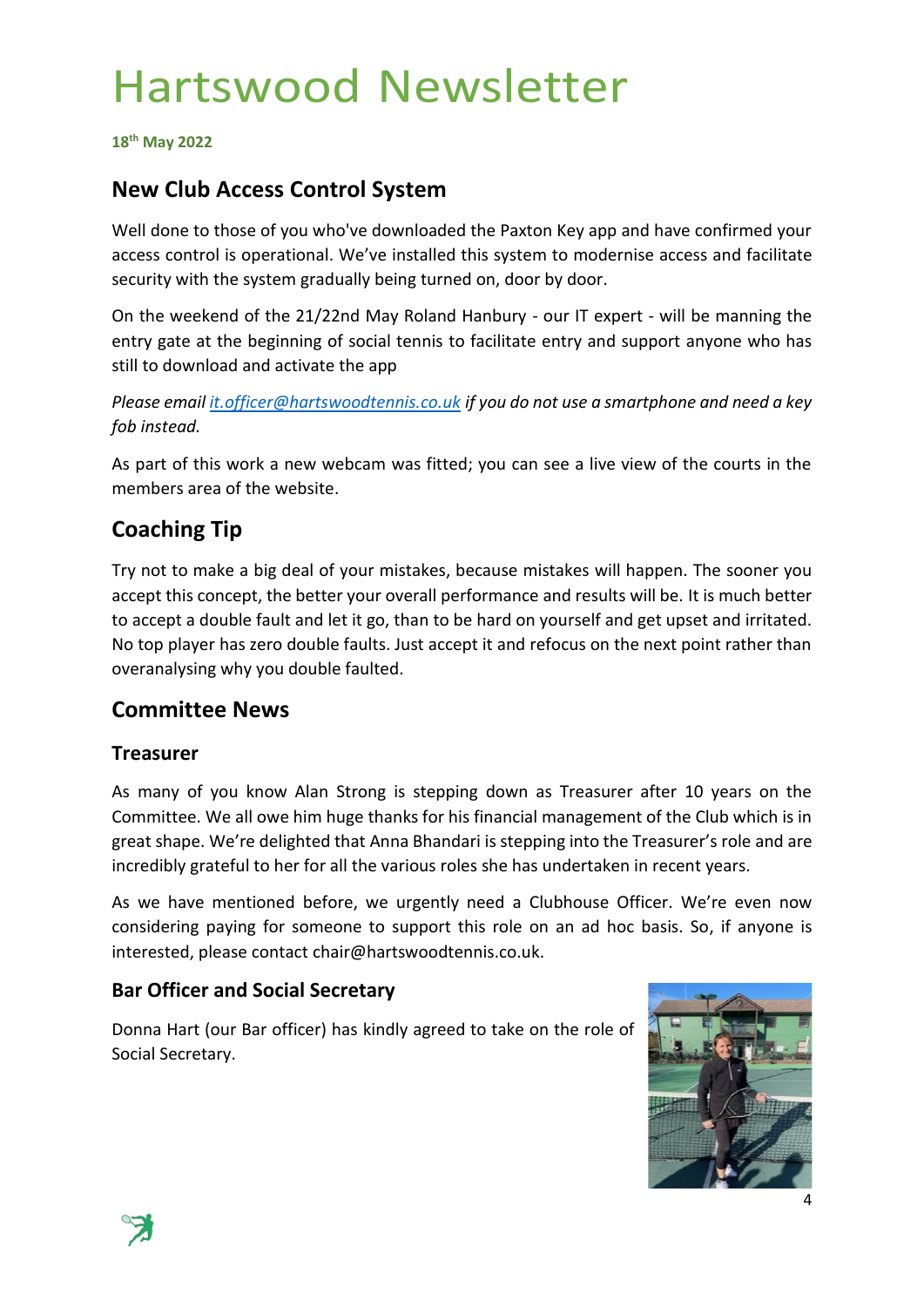# Hartswood Newsletter

**18th May 2022**

## New Club Access Control System

Well done to those of you who've downloaded the Paxton Key app and have confirmed your access control is operational. We've installed this system to modernise access and facilitate security with the system gradually being turned on, door by door.

On the weekend of the 21/22nd May Roland Hanbury - our IT expert - will be manning the entry gate at the beginning of social tennis to facilitate entry and support anyone who has still to download and activate the app

*Please email it.officer@hartswoodtennis.co.uk if you do not use a smartphone and need a key fob instead.*

As part of this work a new webcam was fitted; you can see a live view of the courts in the members area of the website.

## Coaching Tip

Try not to make a big deal of your mistakes, because mistakes will happen. The sooner you accept this concept, the better your overall performance and results will be. It is much better to accept a double fault and let it go, than to be hard on yourself and get upset and irritated. No top player has zero double faults. Just accept it and refocus on the next point rather than overanalysing why you double faulted.

## Committee News

### Treasurer

As many of you know Alan Strong is stepping down as Treasurer after 10 years on the Committee. We all owe him huge thanks for his financial management of the Club which is in great shape. We're delighted that Anna Bhandari is stepping into the Treasurer's role and are incredibly grateful to her for all the various roles she has undertaken in recent years.

As we have mentioned before, we urgently need a Clubhouse Officer. We're even now considering paying for someone to support this role on an ad hoc basis. So, if anyone is interested, please contact chair@hartswoodtennis.co.uk.

### Bar Officer and Social Secretary

Donna Hart (our Bar officer) has kindly agreed to take on the role of Social Secretary.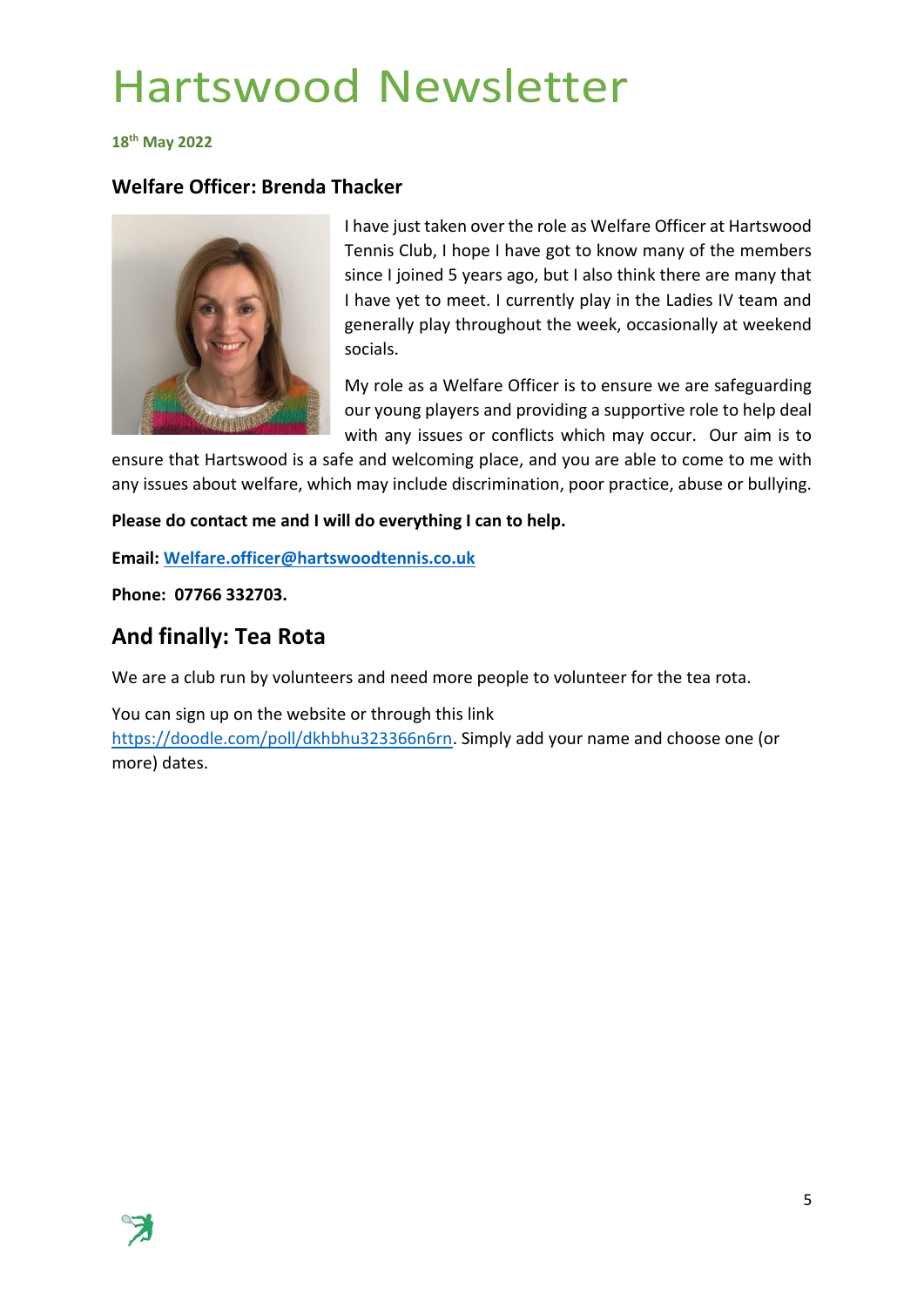# Hartswood Newsletter

**18th May 2022**

### Welfare Officer: Brenda Thacker

I have just taken over the role as Welfare Officer at Hartswood Tennis Club, I hope I have got to know many of the members since I joined 5 years ago, but I also think there are many that I have yet to meet. I currently play in the Ladies IV team and generally play throughout the week, occasionally at weekend socials.

My role as a Welfare Officer is to ensure we are safeguarding our young players and providing a supportive role to help deal with any issues or conflicts which may occur. Our aim is to ensure that Hartswood is a safe and welcoming place, and you are able to come to me with any issues about welfare, which may include discrimination, poor practice, abuse or bullying.

**Please do contact me and I will do everything I can to help.**

**Email: [Welfare.officer@hartswoodtennis.co.uk](mailto:Welfare.officer@hartswoodtennis.co.uk)**

**Phone: 07766 332703.**

## And finally: Tea Rota

We are a club run by volunteers and need more people to volunteer for the tea rota.

You can sign up on the website or through this link [https://doodle.com/poll/dkhbhu323366n6rn](https://doodle.com/poll/dkhbhu323366n6rn). Simply add your name and choose one (or more) dates.